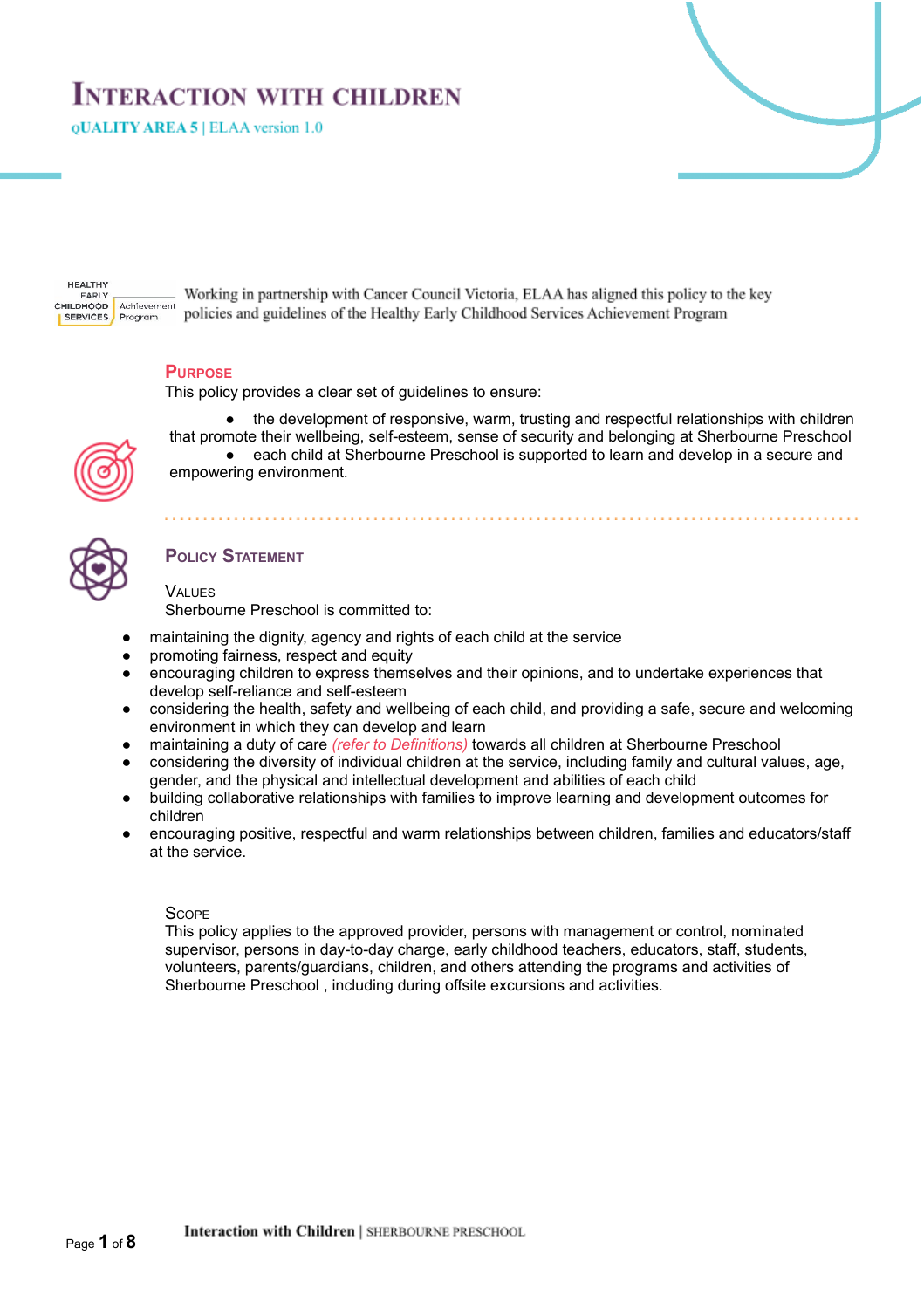# Interaction with Children

**QUALITY AREA 5** | ELAA version 1.0

HEALTHY EARLY CHILDHOOD SERVICES Achievement Program

Working in partnership with Cancer Council Victoria, ELAA has aligned this policy to the key policies and guidelines of the Healthy Early Childhood Services Achievement Program

## Purpose

This policy provides a clear set of guidelines to ensure:

- the development of responsive, warm, trusting and respectful relationships with children that promote their wellbeing, self-esteem, sense of security and belonging at Sherbourne Preschool
- each child at Sherbourne Preschool is supported to learn and develop in a secure and empowering environment.

## Policy Statement

### Values

Sherbourne Preschool is committed to:

- maintaining the dignity, agency and rights of each child at the service
- promoting fairness, respect and equity
- encouraging children to express themselves and their opinions, and to undertake experiences that develop self-reliance and self-esteem
- considering the health, safety and wellbeing of each child, and providing a safe, secure and welcoming environment in which they can develop and learn
- maintaining a duty of care *(refer to Definitions)* towards all children at Sherbourne Preschool
- considering the diversity of individual children at the service, including family and cultural values, age, gender, and the physical and intellectual development and abilities of each child
- building collaborative relationships with families to improve learning and development outcomes for children
- encouraging positive, respectful and warm relationships between children, families and educators/staff at the service.

### Scope

This policy applies to the approved provider, persons with management or control, nominated supervisor, persons in day-to-day charge, early childhood teachers, educators, staff, students, volunteers, parents/guardians, children, and others attending the programs and activities of Sherbourne Preschool , including during offsite excursions and activities.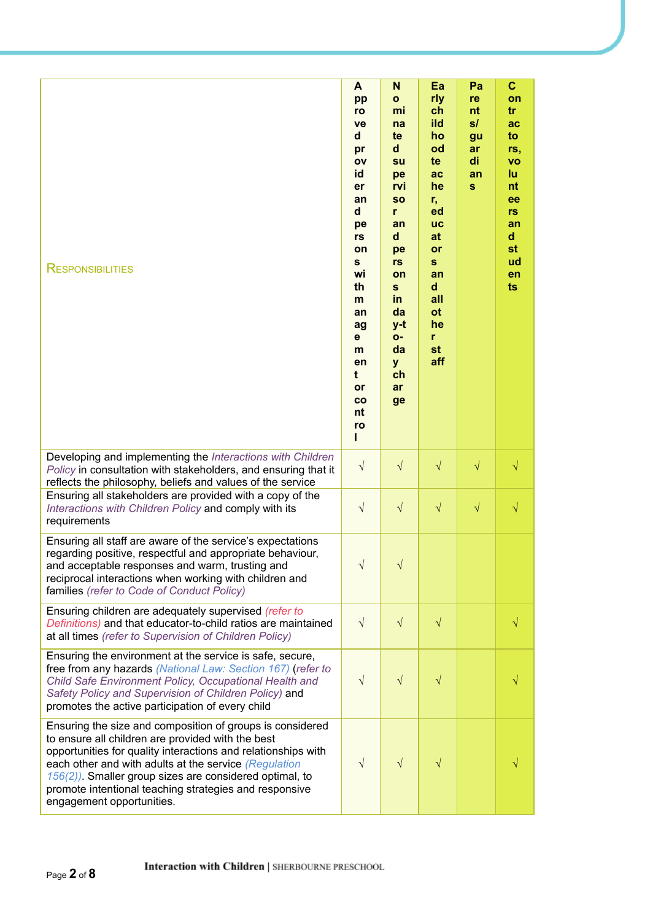| RESPONSIBILITIES | Approved provider and persons with management or control | Nominated supervisor and persons in day-to-day charge | Early childhood teacher, educators and all other staff | Parents/guardians | Contractors, volunteers and students |
|---|---|---|---|---|---|
| Developing and implementing the *Interactions with Children Policy* in consultation with stakeholders, and ensuring that it reflects the philosophy, beliefs and values of the service | √ | √ | √ | √ | √ |
| Ensuring all stakeholders are provided with a copy of the *Interactions with Children Policy* and comply with its requirements | √ | √ | √ | √ | √ |
| Ensuring all staff are aware of the service's expectations regarding positive, respectful and appropriate behaviour, and acceptable responses and warm, trusting and reciprocal interactions when working with children and families *(refer to Code of Conduct Policy)* | √ | √ | | | |
| Ensuring children are adequately supervised *(refer to Definitions)* and that educator-to-child ratios are maintained at all times *(refer to Supervision of Children Policy)* | √ | √ | √ | | √ |
| Ensuring the environment at the service is safe, secure, free from any hazards *(National Law: Section 167)* (*refer to Child Safe Environment Policy, Occupational Health and Safety Policy and Supervision of Children Policy)* and promotes the active participation of every child | √ | √ | √ | | √ |
| Ensuring the size and composition of groups is considered to ensure all children are provided with the best opportunities for quality interactions and relationships with each other and with adults at the service *(Regulation 156(2))*. Smaller group sizes are considered optimal, to promote intentional teaching strategies and responsive engagement opportunities. | √ | √ | √ | | √ |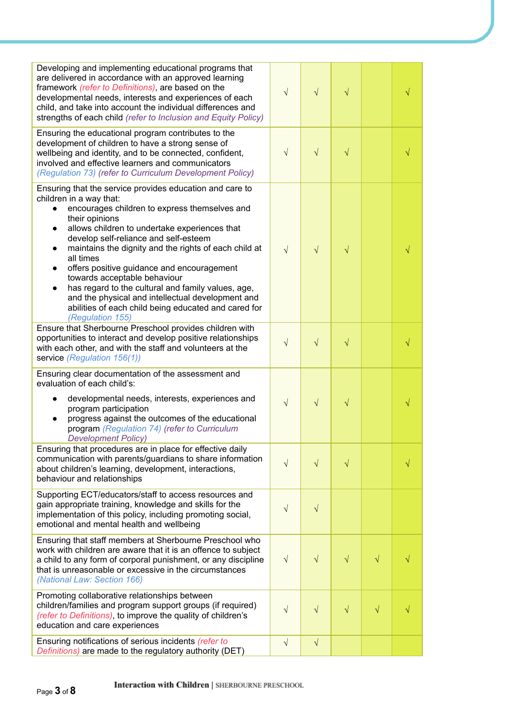| | | | | | |
|---|---|---|---|---|---|
| Developing and implementing educational programs that are delivered in accordance with an approved learning framework *(refer to Definitions)*, are based on the developmental needs, interests and experiences of each child, and take into account the individual differences and strengths of each child *(refer to Inclusion and Equity Policy)* | √ | √ | √ | | √ |
| Ensuring the educational program contributes to the development of children to have a strong sense of wellbeing and identity, and to be connected, confident, involved and effective learners and communicators *(Regulation 73) (refer to Curriculum Development Policy)* | √ | √ | √ | | √ |
| Ensuring that the service provides education and care to children in a way that:<br>• encourages children to express themselves and their opinions<br>• allows children to undertake experiences that develop self-reliance and self-esteem<br>• maintains the dignity and the rights of each child at all times<br>• offers positive guidance and encouragement towards acceptable behaviour<br>• has regard to the cultural and family values, age, and the physical and intellectual development and abilities of each child being educated and cared for *(Regulation 155)* | √ | √ | √ | | √ |
| Ensure that Sherbourne Preschool provides children with opportunities to interact and develop positive relationships with each other, and with the staff and volunteers at the service *(Regulation 156(1))* | √ | √ | √ | | √ |
| Ensuring clear documentation of the assessment and evaluation of each child's:<br>• developmental needs, interests, experiences and program participation<br>• progress against the outcomes of the educational program *(Regulation 74) (refer to Curriculum Development Policy)* | √ | √ | √ | | √ |
| Ensuring that procedures are in place for effective daily communication with parents/guardians to share information about children's learning, development, interactions, behaviour and relationships | √ | √ | √ | | √ |
| Supporting ECT/educators/staff to access resources and gain appropriate training, knowledge and skills for the implementation of this policy, including promoting social, emotional and mental health and wellbeing | √ | √ | | | |
| Ensuring that staff members at Sherbourne Preschool who work with children are aware that it is an offence to subject a child to any form of corporal punishment, or any discipline that is unreasonable or excessive in the circumstances *(National Law: Section 166)* | √ | √ | √ | √ | √ |
| Promoting collaborative relationships between children/families and program support groups (if required) *(refer to Definitions)*, to improve the quality of children's education and care experiences | √ | √ | √ | √ | √ |
| Ensuring notifications of serious incidents *(refer to Definitions)* are made to the regulatory authority (DET) | √ | √ | | | |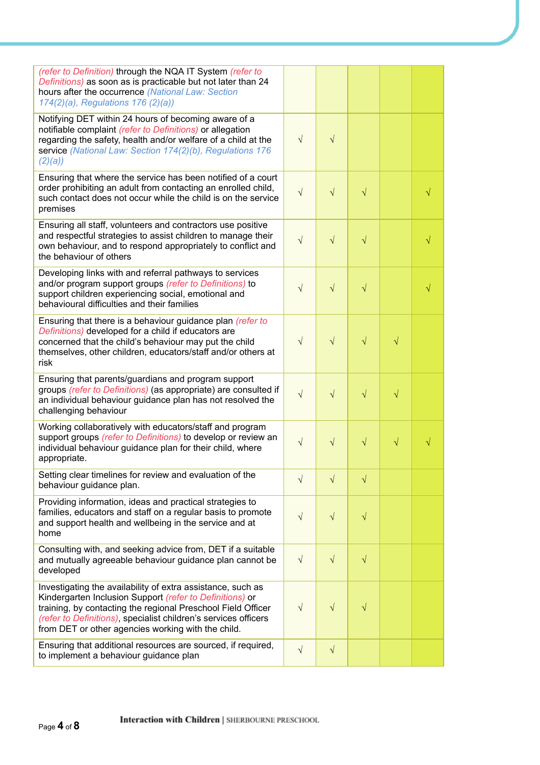| | | | | | |
|---|---|---|---|---|---|
| *(refer to Definition)* through the NQA IT System *(refer to Definitions)* as soon as is practicable but not later than 24 hours after the occurrence *(National Law: Section 174(2)(a), Regulations 176 (2)(a))* | | | | | |
| Notifying DET within 24 hours of becoming aware of a notifiable complaint *(refer to Definitions)* or allegation regarding the safety, health and/or welfare of a child at the service *(National Law: Section 174(2)(b), Regulations 176 (2)(a))* | √ | √ | | | |
| Ensuring that where the service has been notified of a court order prohibiting an adult from contacting an enrolled child, such contact does not occur while the child is on the service premises | √ | √ | √ | | √ |
| Ensuring all staff, volunteers and contractors use positive and respectful strategies to assist children to manage their own behaviour, and to respond appropriately to conflict and the behaviour of others | √ | √ | √ | | √ |
| Developing links with and referral pathways to services and/or program support groups *(refer to Definitions)* to support children experiencing social, emotional and behavioural difficulties and their families | √ | √ | √ | | √ |
| Ensuring that there is a behaviour guidance plan *(refer to Definitions)* developed for a child if educators are concerned that the child's behaviour may put the child themselves, other children, educators/staff and/or others at risk | √ | √ | √ | √ | |
| Ensuring that parents/guardians and program support groups *(refer to Definitions)* (as appropriate) are consulted if an individual behaviour guidance plan has not resolved the challenging behaviour | √ | √ | √ | √ | |
| Working collaboratively with educators/staff and program support groups *(refer to Definitions)* to develop or review an individual behaviour guidance plan for their child, where appropriate. | √ | √ | √ | √ | √ |
| Setting clear timelines for review and evaluation of the behaviour guidance plan. | √ | √ | √ | | |
| Providing information, ideas and practical strategies to families, educators and staff on a regular basis to promote and support health and wellbeing in the service and at home | √ | √ | √ | | |
| Consulting with, and seeking advice from, DET if a suitable and mutually agreeable behaviour guidance plan cannot be developed | √ | √ | √ | | |
| Investigating the availability of extra assistance, such as Kindergarten Inclusion Support *(refer to Definitions)* or training, by contacting the regional Preschool Field Officer *(refer to Definitions)*, specialist children's services officers from DET or other agencies working with the child. | √ | √ | √ | | |
| Ensuring that additional resources are sourced, if required, to implement a behaviour guidance plan | √ | √ | | | |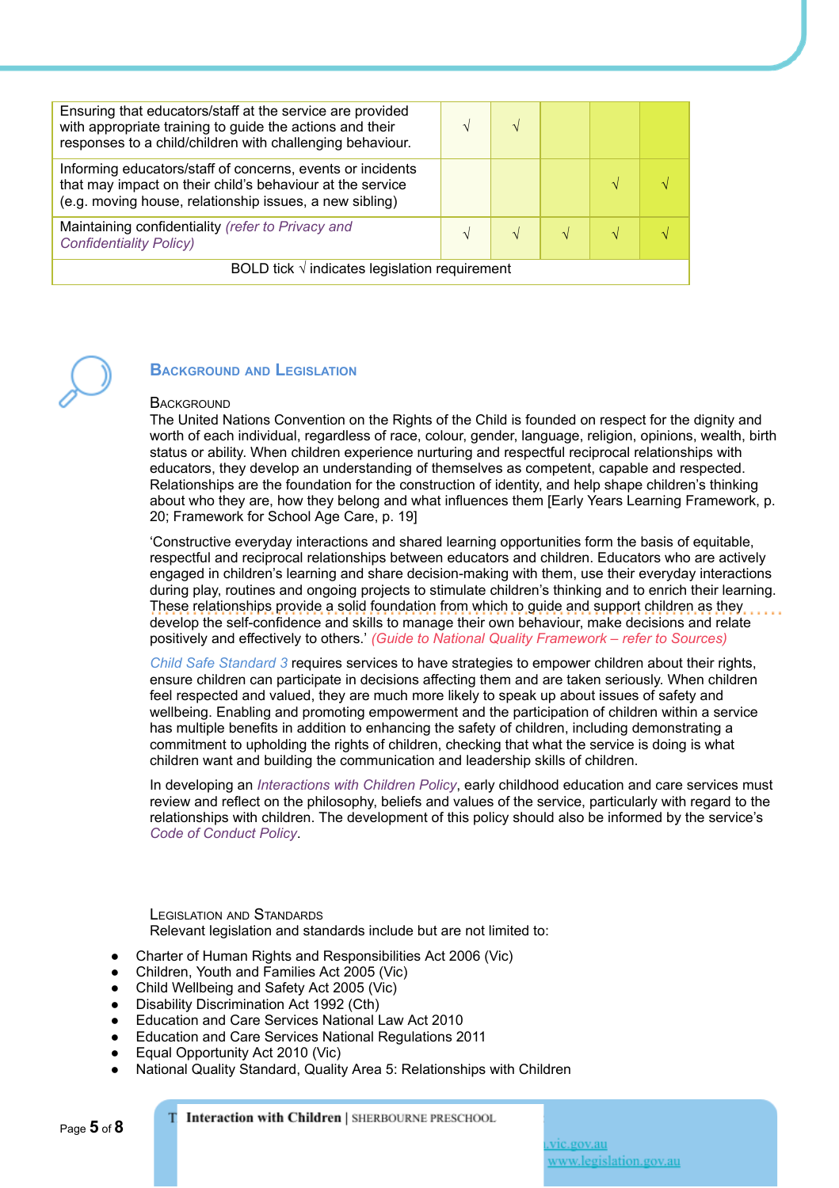| | | | | | |
|---|---|---|---|---|---|
| Ensuring that educators/staff at the service are provided with appropriate training to guide the actions and their responses to a child/children with challenging behaviour. | √ | √ | | | |
| Informing educators/staff of concerns, events or incidents that may impact on their child's behaviour at the service (e.g. moving house, relationship issues, a new sibling) | | | | √ | √ |
| Maintaining confidentiality *(refer to Privacy and Confidentiality Policy)* | √ | √ | √ | √ | √ |
| BOLD tick √ indicates legislation requirement | | | | | |

## Background and Legislation

### Background

The United Nations Convention on the Rights of the Child is founded on respect for the dignity and worth of each individual, regardless of race, colour, gender, language, religion, opinions, wealth, birth status or ability. When children experience nurturing and respectful reciprocal relationships with educators, they develop an understanding of themselves as competent, capable and respected. Relationships are the foundation for the construction of identity, and help shape children's thinking about who they are, how they belong and what influences them [Early Years Learning Framework, p. 20; Framework for School Age Care, p. 19]

'Constructive everyday interactions and shared learning opportunities form the basis of equitable, respectful and reciprocal relationships between educators and children. Educators who are actively engaged in children's learning and share decision-making with them, use their everyday interactions during play, routines and ongoing projects to stimulate children's thinking and to enrich their learning. These relationships provide a solid foundation from which to guide and support children as they develop the self-confidence and skills to manage their own behaviour, make decisions and relate positively and effectively to others.' *(Guide to National Quality Framework – refer to Sources)*

*Child Safe Standard 3* requires services to have strategies to empower children about their rights, ensure children can participate in decisions affecting them and are taken seriously. When children feel respected and valued, they are much more likely to speak up about issues of safety and wellbeing. Enabling and promoting empowerment and the participation of children within a service has multiple benefits in addition to enhancing the safety of children, including demonstrating a commitment to upholding the rights of children, checking that what the service is doing is what children want and building the communication and leadership skills of children.

In developing an *Interactions with Children Policy*, early childhood education and care services must review and reflect on the philosophy, beliefs and values of the service, particularly with regard to the relationships with children. The development of this policy should also be informed by the service's *Code of Conduct Policy*.

### Legislation and Standards

Relevant legislation and standards include but are not limited to:

- Charter of Human Rights and Responsibilities Act 2006 (Vic)
- Children, Youth and Families Act 2005 (Vic)
- Child Wellbeing and Safety Act 2005 (Vic)
- Disability Discrimination Act 1992 (Cth)
- Education and Care Services National Law Act 2010
- Education and Care Services National Regulations 2011
- Equal Opportunity Act 2010 (Vic)
- National Quality Standard, Quality Area 5: Relationships with Children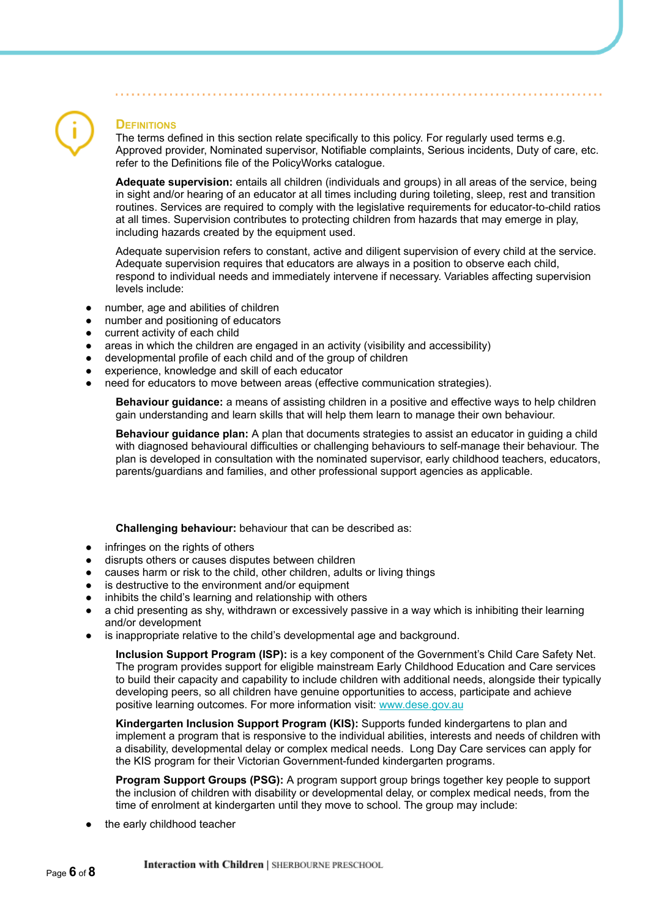## Definitions

The terms defined in this section relate specifically to this policy. For regularly used terms e.g. Approved provider, Nominated supervisor, Notifiable complaints, Serious incidents, Duty of care, etc. refer to the Definitions file of the PolicyWorks catalogue.

**Adequate supervision:** entails all children (individuals and groups) in all areas of the service, being in sight and/or hearing of an educator at all times including during toileting, sleep, rest and transition routines. Services are required to comply with the legislative requirements for educator-to-child ratios at all times. Supervision contributes to protecting children from hazards that may emerge in play, including hazards created by the equipment used.

Adequate supervision refers to constant, active and diligent supervision of every child at the service. Adequate supervision requires that educators are always in a position to observe each child, respond to individual needs and immediately intervene if necessary. Variables affecting supervision levels include:

- number, age and abilities of children
- number and positioning of educators
- current activity of each child
- areas in which the children are engaged in an activity (visibility and accessibility)
- developmental profile of each child and of the group of children
- experience, knowledge and skill of each educator
- need for educators to move between areas (effective communication strategies).

**Behaviour guidance:** a means of assisting children in a positive and effective ways to help children gain understanding and learn skills that will help them learn to manage their own behaviour.

**Behaviour guidance plan:** A plan that documents strategies to assist an educator in guiding a child with diagnosed behavioural difficulties or challenging behaviours to self-manage their behaviour. The plan is developed in consultation with the nominated supervisor, early childhood teachers, educators, parents/guardians and families, and other professional support agencies as applicable.

**Challenging behaviour:** behaviour that can be described as:

- infringes on the rights of others
- disrupts others or causes disputes between children
- causes harm or risk to the child, other children, adults or living things
- is destructive to the environment and/or equipment
- inhibits the child's learning and relationship with others
- a chid presenting as shy, withdrawn or excessively passive in a way which is inhibiting their learning and/or development
- is inappropriate relative to the child's developmental age and background.

**Inclusion Support Program (ISP):** is a key component of the Government's Child Care Safety Net. The program provides support for eligible mainstream Early Childhood Education and Care services to build their capacity and capability to include children with additional needs, alongside their typically developing peers, so all children have genuine opportunities to access, participate and achieve positive learning outcomes. For more information visit: [www.dese.gov.au](www.dese.gov.au)

**Kindergarten Inclusion Support Program (KIS):** Supports funded kindergartens to plan and implement a program that is responsive to the individual abilities, interests and needs of children with a disability, developmental delay or complex medical needs. Long Day Care services can apply for the KIS program for their Victorian Government-funded kindergarten programs.

**Program Support Groups (PSG):** A program support group brings together key people to support the inclusion of children with disability or developmental delay, or complex medical needs, from the time of enrolment at kindergarten until they move to school. The group may include:

- the early childhood teacher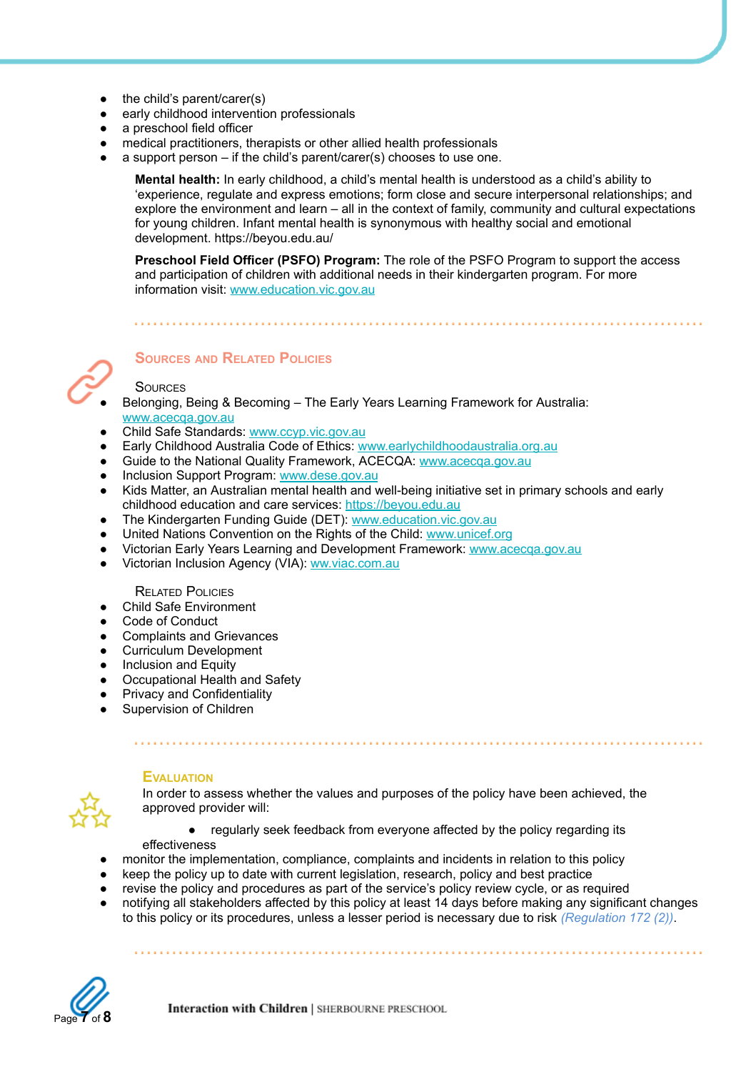- the child's parent/carer(s)
- early childhood intervention professionals
- a preschool field officer
- medical practitioners, therapists or other allied health professionals
- a support person – if the child's parent/carer(s) chooses to use one.

**Mental health:** In early childhood, a child's mental health is understood as a child's ability to 'experience, regulate and express emotions; form close and secure interpersonal relationships; and explore the environment and learn – all in the context of family, community and cultural expectations for young children. Infant mental health is synonymous with healthy social and emotional development. https://beyou.edu.au/

**Preschool Field Officer (PSFO) Program:** The role of the PSFO Program to support the access and participation of children with additional needs in their kindergarten program. For more information visit: www.education.vic.gov.au

## Sources and Related Policies

### Sources

- Belonging, Being & Becoming – The Early Years Learning Framework for Australia: www.acecqa.gov.au
- Child Safe Standards: www.ccyp.vic.gov.au
- Early Childhood Australia Code of Ethics: www.earlychildhoodaustralia.org.au
- Guide to the National Quality Framework, ACECQA: www.acecqa.gov.au
- Inclusion Support Program: www.dese.gov.au
- Kids Matter, an Australian mental health and well-being initiative set in primary schools and early childhood education and care services: https://beyou.edu.au
- The Kindergarten Funding Guide (DET): www.education.vic.gov.au
- United Nations Convention on the Rights of the Child: www.unicef.org
- Victorian Early Years Learning and Development Framework: www.acecqa.gov.au
- Victorian Inclusion Agency (VIA): ww.viac.com.au

### Related Policies

- Child Safe Environment
- Code of Conduct
- Complaints and Grievances
- Curriculum Development
- Inclusion and Equity
- Occupational Health and Safety
- Privacy and Confidentiality
- Supervision of Children

## Evaluation

In order to assess whether the values and purposes of the policy have been achieved, the approved provider will:

- regularly seek feedback from everyone affected by the policy regarding its effectiveness
- monitor the implementation, compliance, complaints and incidents in relation to this policy
- keep the policy up to date with current legislation, research, policy and best practice
- revise the policy and procedures as part of the service's policy review cycle, or as required
- notifying all stakeholders affected by this policy at least 14 days before making any significant changes to this policy or its procedures, unless a lesser period is necessary due to risk *(Regulation 172 (2))*.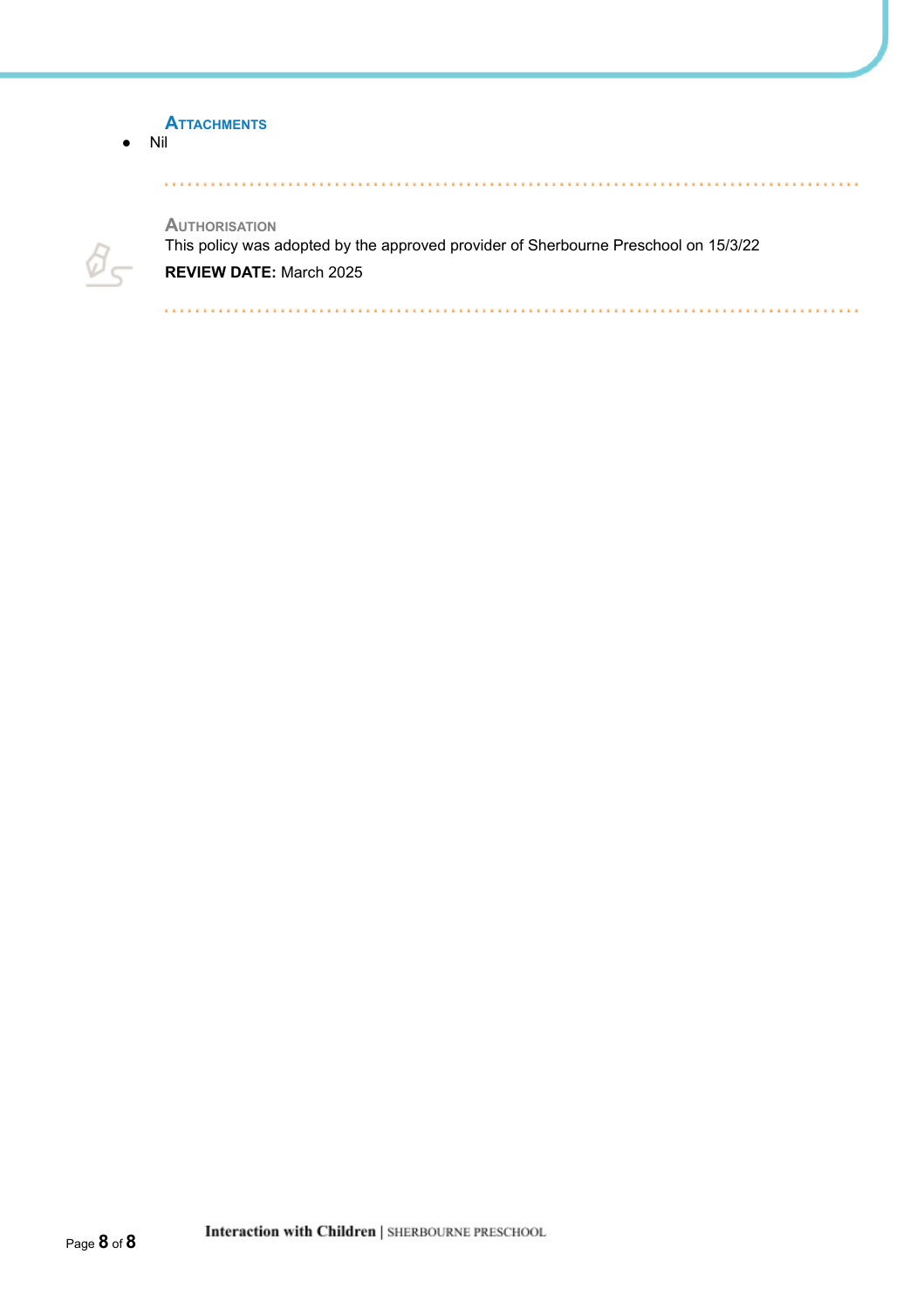## Attachments

- Nil

## Authorisation

This policy was adopted by the approved provider of Sherbourne Preschool on 15/3/22

**REVIEW DATE:** March 2025